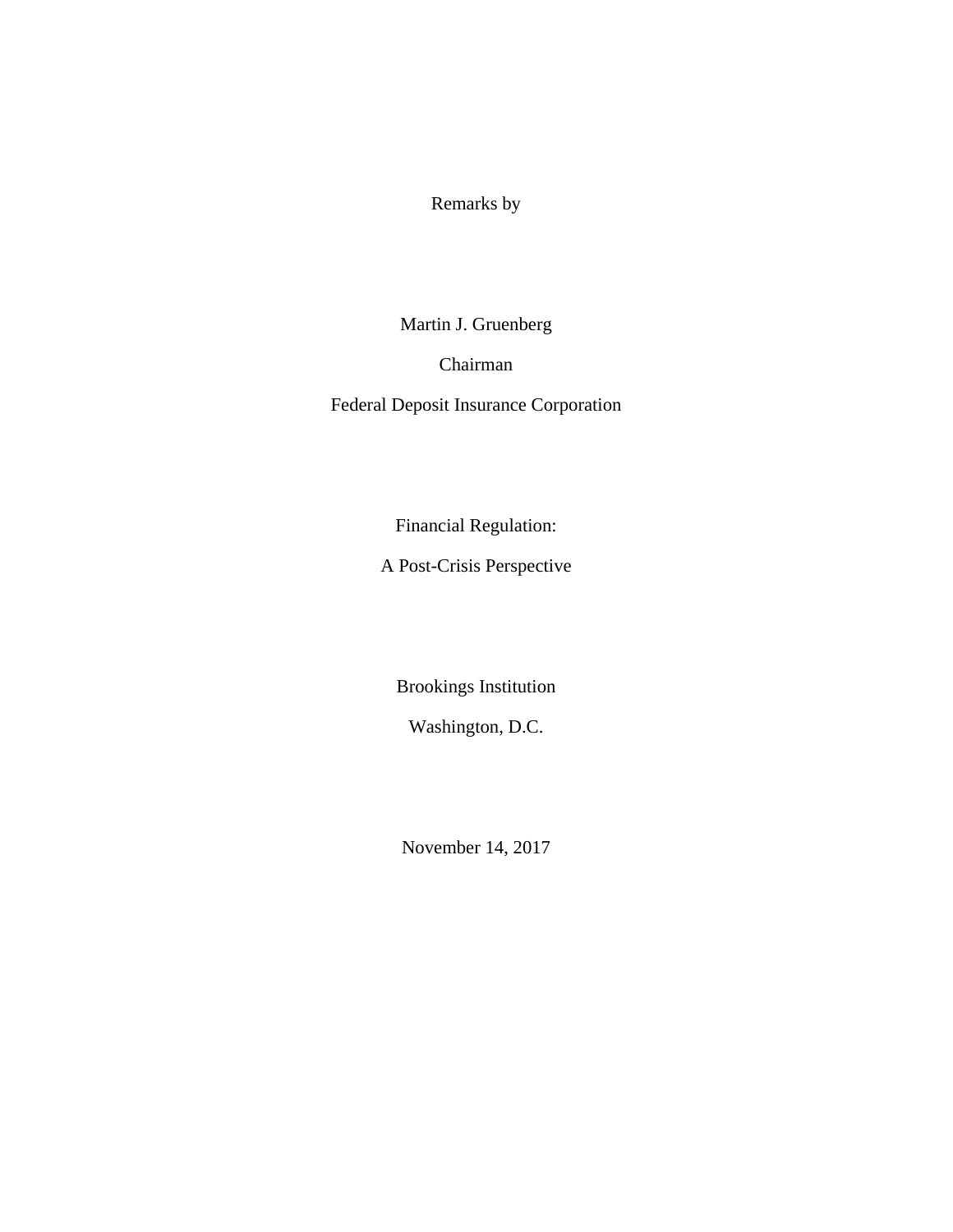Remarks by

Martin J. Gruenberg

Chairman

Federal Deposit Insurance Corporation

# Financial Regulation:

# A Post-Crisis Perspective

Brookings Institution

Washington, D.C.

November 14, 2017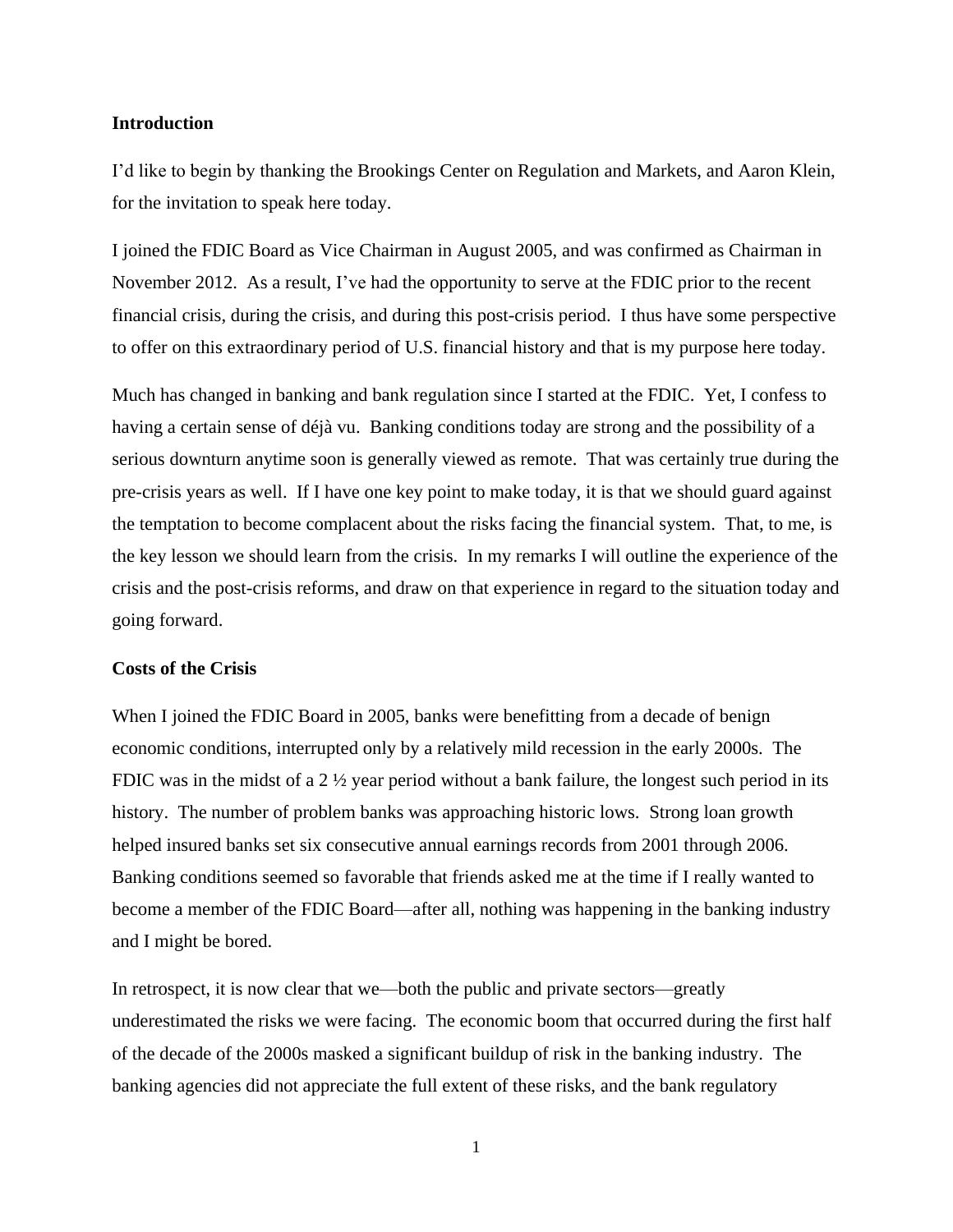**Introduction**

I'd like to begin by thanking the Brookings Center on Regulation and Markets, and Aaron Klein, for the invitation to speak here today.

I joined the FDIC Board as Vice Chairman in August 2005, and was confirmed as Chairman in November 2012. As a result, I've had the opportunity to serve at the FDIC prior to the recent financial crisis, during the crisis, and during this post-crisis period. I thus have some perspective to offer on this extraordinary period of U.S. financial history and that is my purpose here today.

Much has changed in banking and bank regulation since I started at the FDIC. Yet, I confess to having a certain sense of déjà vu. Banking conditions today are strong and the possibility of a serious downturn anytime soon is generally viewed as remote. That was certainly true during the pre-crisis years as well. If I have one key point to make today, it is that we should guard against the temptation to become complacent about the risks facing the financial system. That, to me, is the key lesson we should learn from the crisis. In my remarks I will outline the experience of the crisis and the post-crisis reforms, and draw on that experience in regard to the situation today and going forward.

**Costs of the Crisis**

When I joined the FDIC Board in 2005, banks were benefitting from a decade of benign economic conditions, interrupted only by a relatively mild recession in the early 2000s. The FDIC was in the midst of a 2 ½ year period without a bank failure, the longest such period in its history. The number of problem banks was approaching historic lows. Strong loan growth helped insured banks set six consecutive annual earnings records from 2001 through 2006. Banking conditions seemed so favorable that friends asked me at the time if I really wanted to become a member of the FDIC Board—after all, nothing was happening in the banking industry and I might be bored.

In retrospect, it is now clear that we—both the public and private sectors—greatly underestimated the risks we were facing. The economic boom that occurred during the first half of the decade of the 2000s masked a significant buildup of risk in the banking industry. The banking agencies did not appreciate the full extent of these risks, and the bank regulatory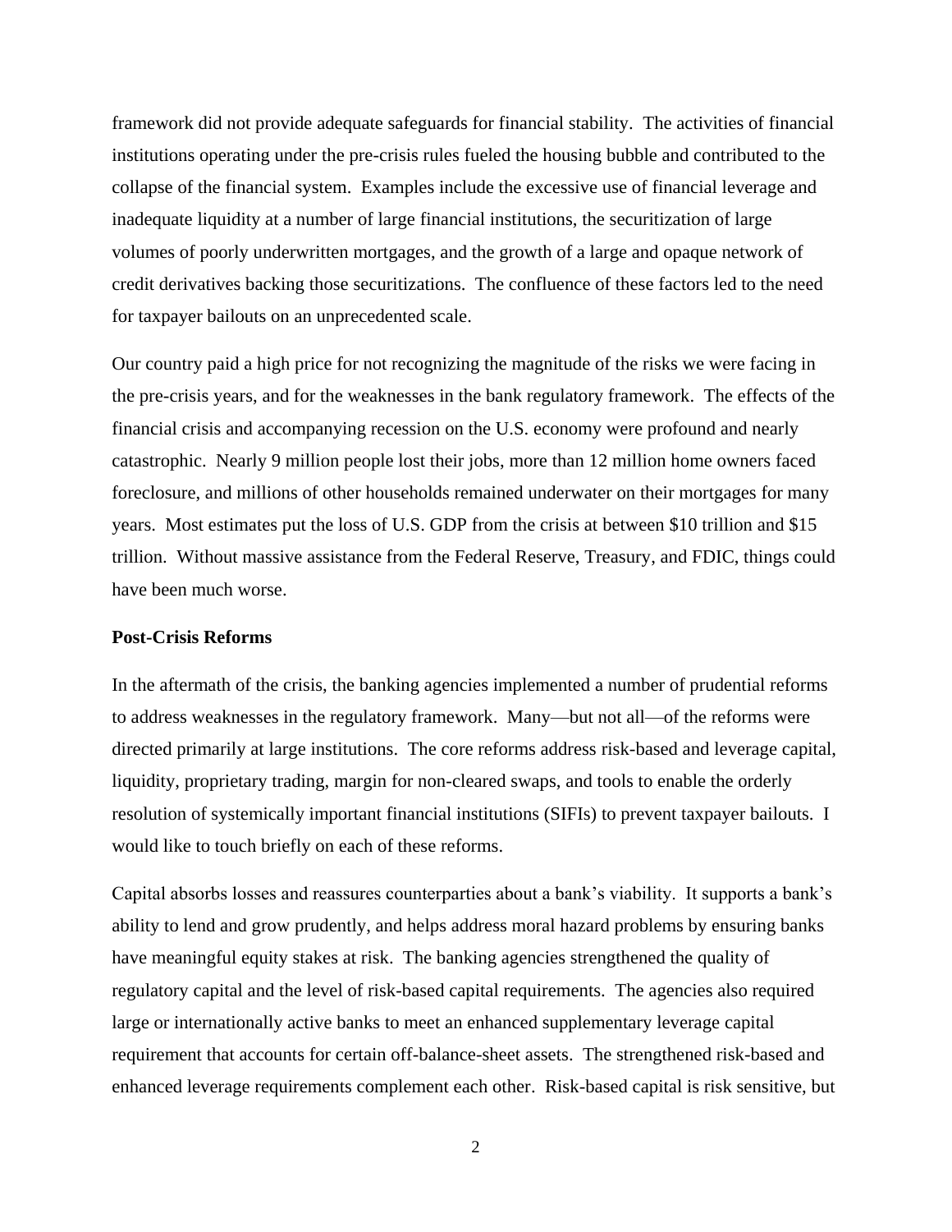framework did not provide adequate safeguards for financial stability. The activities of financial institutions operating under the pre-crisis rules fueled the housing bubble and contributed to the collapse of the financial system. Examples include the excessive use of financial leverage and inadequate liquidity at a number of large financial institutions, the securitization of large volumes of poorly underwritten mortgages, and the growth of a large and opaque network of credit derivatives backing those securitizations. The confluence of these factors led to the need for taxpayer bailouts on an unprecedented scale.

Our country paid a high price for not recognizing the magnitude of the risks we were facing in the pre-crisis years, and for the weaknesses in the bank regulatory framework. The effects of the financial crisis and accompanying recession on the U.S. economy were profound and nearly catastrophic. Nearly 9 million people lost their jobs, more than 12 million home owners faced foreclosure, and millions of other households remained underwater on their mortgages for many years. Most estimates put the loss of U.S. GDP from the crisis at between \$10 trillion and \$15 trillion. Without massive assistance from the Federal Reserve, Treasury, and FDIC, things could have been much worse.

**Post-Crisis Reforms**

In the aftermath of the crisis, the banking agencies implemented a number of prudential reforms to address weaknesses in the regulatory framework. Many—but not all—of the reforms were directed primarily at large institutions. The core reforms address risk-based and leverage capital, liquidity, proprietary trading, margin for non-cleared swaps, and tools to enable the orderly resolution of systemically important financial institutions (SIFIs) to prevent taxpayer bailouts. I would like to touch briefly on each of these reforms.

Capital absorbs losses and reassures counterparties about a bank's viability. It supports a bank's ability to lend and grow prudently, and helps address moral hazard problems by ensuring banks have meaningful equity stakes at risk. The banking agencies strengthened the quality of regulatory capital and the level of risk-based capital requirements. The agencies also required large or internationally active banks to meet an enhanced supplementary leverage capital requirement that accounts for certain off-balance-sheet assets. The strengthened risk-based and enhanced leverage requirements complement each other. Risk-based capital is risk sensitive, but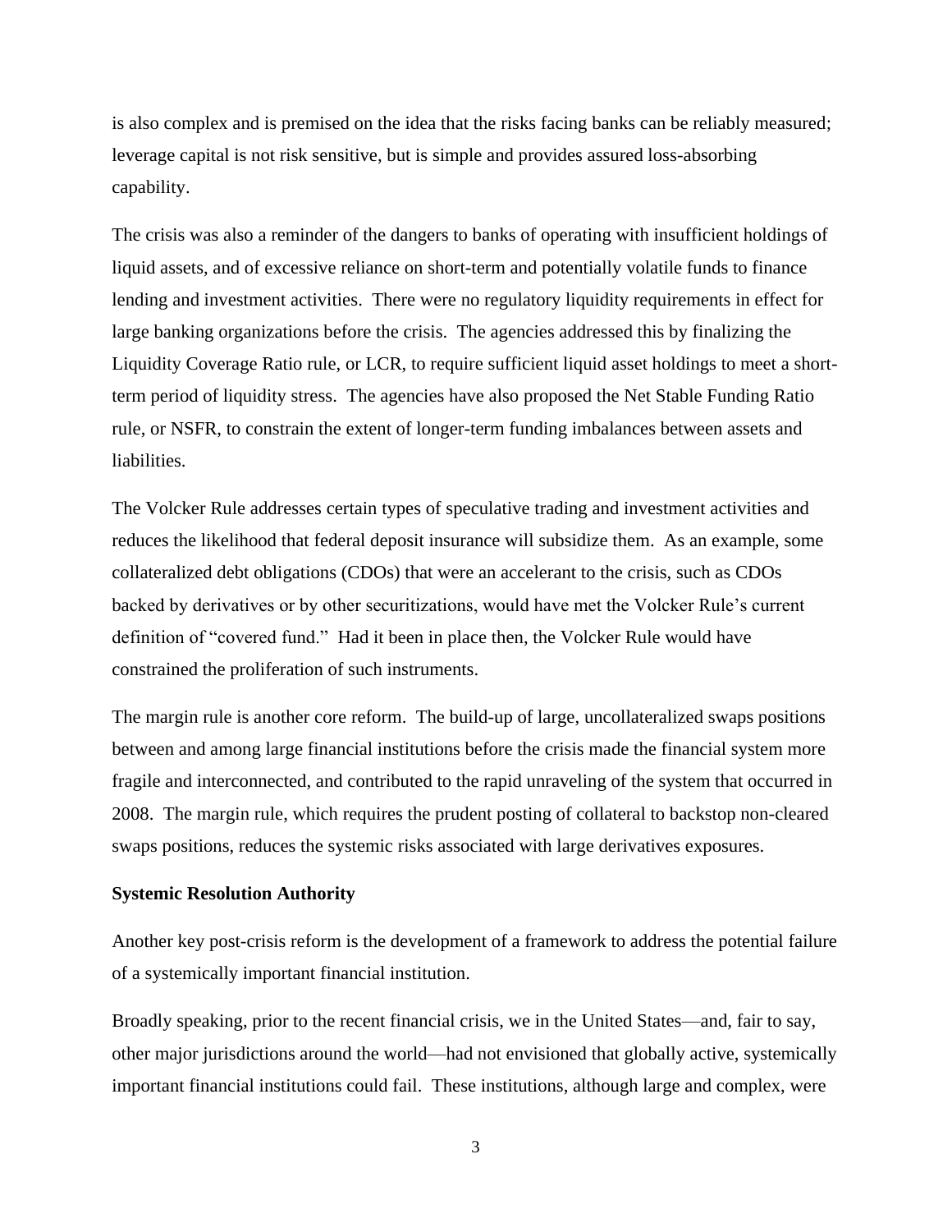is also complex and is premised on the idea that the risks facing banks can be reliably measured; leverage capital is not risk sensitive, but is simple and provides assured loss-absorbing capability.

The crisis was also a reminder of the dangers to banks of operating with insufficient holdings of liquid assets, and of excessive reliance on short-term and potentially volatile funds to finance lending and investment activities. There were no regulatory liquidity requirements in effect for large banking organizations before the crisis. The agencies addressed this by finalizing the Liquidity Coverage Ratio rule, or LCR, to require sufficient liquid asset holdings to meet a short-term period of liquidity stress. The agencies have also proposed the Net Stable Funding Ratio rule, or NSFR, to constrain the extent of longer-term funding imbalances between assets and liabilities.

The Volcker Rule addresses certain types of speculative trading and investment activities and reduces the likelihood that federal deposit insurance will subsidize them. As an example, some collateralized debt obligations (CDOs) that were an accelerant to the crisis, such as CDOs backed by derivatives or by other securitizations, would have met the Volcker Rule's current definition of "covered fund." Had it been in place then, the Volcker Rule would have constrained the proliferation of such instruments.

The margin rule is another core reform. The build-up of large, uncollateralized swaps positions between and among large financial institutions before the crisis made the financial system more fragile and interconnected, and contributed to the rapid unraveling of the system that occurred in 2008. The margin rule, which requires the prudent posting of collateral to backstop non-cleared swaps positions, reduces the systemic risks associated with large derivatives exposures.

**Systemic Resolution Authority**

Another key post-crisis reform is the development of a framework to address the potential failure of a systemically important financial institution.

Broadly speaking, prior to the recent financial crisis, we in the United States—and, fair to say, other major jurisdictions around the world—had not envisioned that globally active, systemically important financial institutions could fail. These institutions, although large and complex, were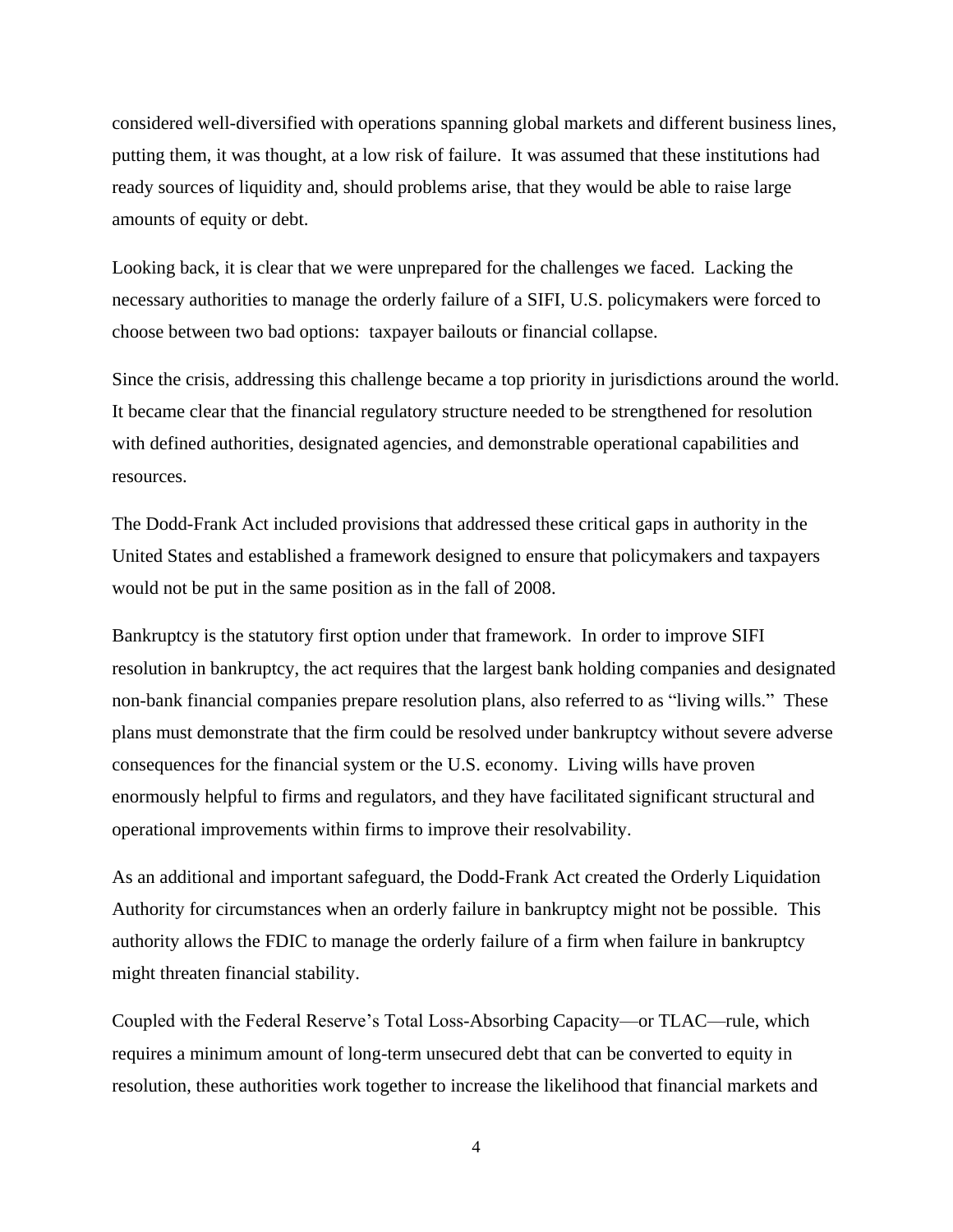considered well-diversified with operations spanning global markets and different business lines, putting them, it was thought, at a low risk of failure. It was assumed that these institutions had ready sources of liquidity and, should problems arise, that they would be able to raise large amounts of equity or debt.

Looking back, it is clear that we were unprepared for the challenges we faced. Lacking the necessary authorities to manage the orderly failure of a SIFI, U.S. policymakers were forced to choose between two bad options: taxpayer bailouts or financial collapse.

Since the crisis, addressing this challenge became a top priority in jurisdictions around the world. It became clear that the financial regulatory structure needed to be strengthened for resolution with defined authorities, designated agencies, and demonstrable operational capabilities and resources.

The Dodd-Frank Act included provisions that addressed these critical gaps in authority in the United States and established a framework designed to ensure that policymakers and taxpayers would not be put in the same position as in the fall of 2008.

Bankruptcy is the statutory first option under that framework. In order to improve SIFI resolution in bankruptcy, the act requires that the largest bank holding companies and designated non-bank financial companies prepare resolution plans, also referred to as "living wills." These plans must demonstrate that the firm could be resolved under bankruptcy without severe adverse consequences for the financial system or the U.S. economy. Living wills have proven enormously helpful to firms and regulators, and they have facilitated significant structural and operational improvements within firms to improve their resolvability.

As an additional and important safeguard, the Dodd-Frank Act created the Orderly Liquidation Authority for circumstances when an orderly failure in bankruptcy might not be possible. This authority allows the FDIC to manage the orderly failure of a firm when failure in bankruptcy might threaten financial stability.

Coupled with the Federal Reserve's Total Loss-Absorbing Capacity—or TLAC—rule, which requires a minimum amount of long-term unsecured debt that can be converted to equity in resolution, these authorities work together to increase the likelihood that financial markets and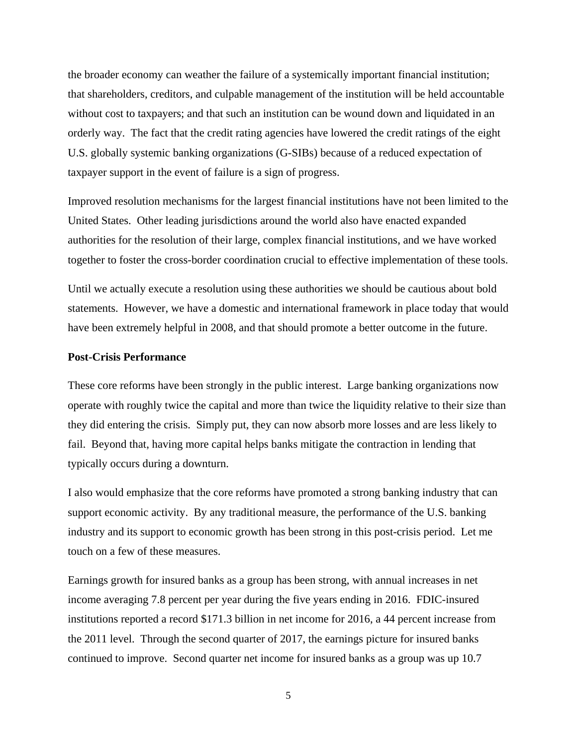the broader economy can weather the failure of a systemically important financial institution; that shareholders, creditors, and culpable management of the institution will be held accountable without cost to taxpayers; and that such an institution can be wound down and liquidated in an orderly way. The fact that the credit rating agencies have lowered the credit ratings of the eight U.S. globally systemic banking organizations (G-SIBs) because of a reduced expectation of taxpayer support in the event of failure is a sign of progress.

Improved resolution mechanisms for the largest financial institutions have not been limited to the United States. Other leading jurisdictions around the world also have enacted expanded authorities for the resolution of their large, complex financial institutions, and we have worked together to foster the cross-border coordination crucial to effective implementation of these tools.

Until we actually execute a resolution using these authorities we should be cautious about bold statements. However, we have a domestic and international framework in place today that would have been extremely helpful in 2008, and that should promote a better outcome in the future.

**Post-Crisis Performance**

These core reforms have been strongly in the public interest. Large banking organizations now operate with roughly twice the capital and more than twice the liquidity relative to their size than they did entering the crisis. Simply put, they can now absorb more losses and are less likely to fail. Beyond that, having more capital helps banks mitigate the contraction in lending that typically occurs during a downturn.

I also would emphasize that the core reforms have promoted a strong banking industry that can support economic activity. By any traditional measure, the performance of the U.S. banking industry and its support to economic growth has been strong in this post-crisis period. Let me touch on a few of these measures.

Earnings growth for insured banks as a group has been strong, with annual increases in net income averaging 7.8 percent per year during the five years ending in 2016. FDIC-insured institutions reported a record $171.3 billion in net income for 2016, a 44 percent increase from the 2011 level. Through the second quarter of 2017, the earnings picture for insured banks continued to improve. Second quarter net income for insured banks as a group was up 10.7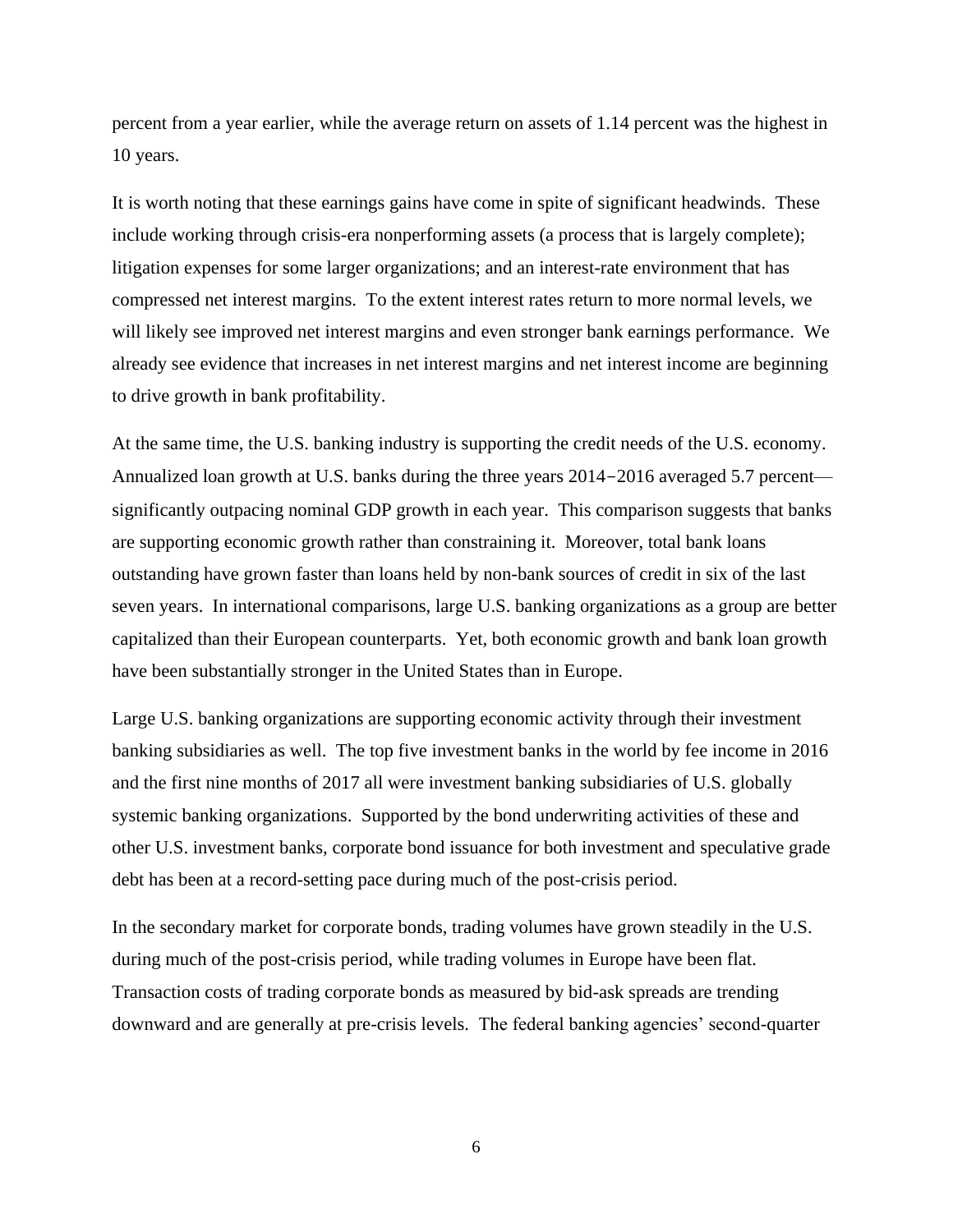percent from a year earlier, while the average return on assets of 1.14 percent was the highest in 10 years.

It is worth noting that these earnings gains have come in spite of significant headwinds. These include working through crisis-era nonperforming assets (a process that is largely complete); litigation expenses for some larger organizations; and an interest-rate environment that has compressed net interest margins. To the extent interest rates return to more normal levels, we will likely see improved net interest margins and even stronger bank earnings performance. We already see evidence that increases in net interest margins and net interest income are beginning to drive growth in bank profitability.

At the same time, the U.S. banking industry is supporting the credit needs of the U.S. economy. Annualized loan growth at U.S. banks during the three years 2014−2016 averaged 5.7 percent—significantly outpacing nominal GDP growth in each year. This comparison suggests that banks are supporting economic growth rather than constraining it. Moreover, total bank loans outstanding have grown faster than loans held by non-bank sources of credit in six of the last seven years. In international comparisons, large U.S. banking organizations as a group are better capitalized than their European counterparts. Yet, both economic growth and bank loan growth have been substantially stronger in the United States than in Europe.

Large U.S. banking organizations are supporting economic activity through their investment banking subsidiaries as well. The top five investment banks in the world by fee income in 2016 and the first nine months of 2017 all were investment banking subsidiaries of U.S. globally systemic banking organizations. Supported by the bond underwriting activities of these and other U.S. investment banks, corporate bond issuance for both investment and speculative grade debt has been at a record-setting pace during much of the post-crisis period.

In the secondary market for corporate bonds, trading volumes have grown steadily in the U.S. during much of the post-crisis period, while trading volumes in Europe have been flat. Transaction costs of trading corporate bonds as measured by bid-ask spreads are trending downward and are generally at pre-crisis levels. The federal banking agencies' second-quarter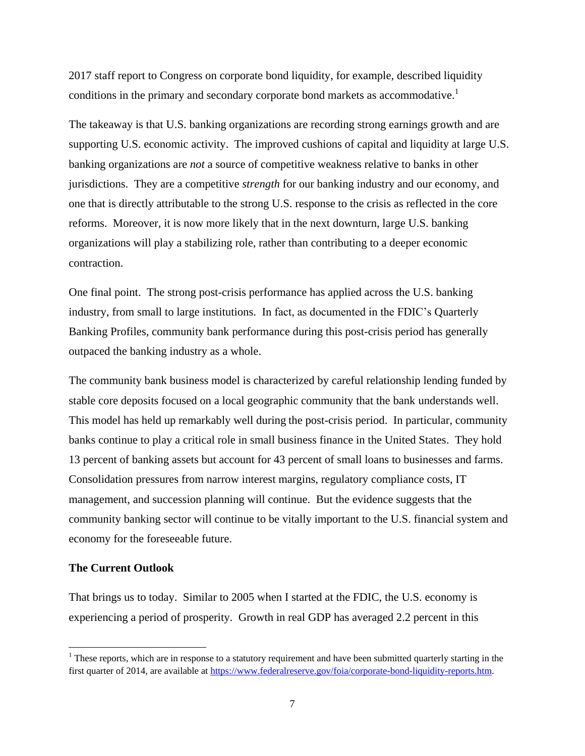2017 staff report to Congress on corporate bond liquidity, for example, described liquidity conditions in the primary and secondary corporate bond markets as accommodative.[1]

The takeaway is that U.S. banking organizations are recording strong earnings growth and are supporting U.S. economic activity. The improved cushions of capital and liquidity at large U.S. banking organizations are *not* a source of competitive weakness relative to banks in other jurisdictions. They are a competitive *strength* for our banking industry and our economy, and one that is directly attributable to the strong U.S. response to the crisis as reflected in the core reforms. Moreover, it is now more likely that in the next downturn, large U.S. banking organizations will play a stabilizing role, rather than contributing to a deeper economic contraction.

One final point. The strong post-crisis performance has applied across the U.S. banking industry, from small to large institutions. In fact, as documented in the FDIC's Quarterly Banking Profiles, community bank performance during this post-crisis period has generally outpaced the banking industry as a whole.

The community bank business model is characterized by careful relationship lending funded by stable core deposits focused on a local geographic community that the bank understands well. This model has held up remarkably well during the post-crisis period. In particular, community banks continue to play a critical role in small business finance in the United States. They hold 13 percent of banking assets but account for 43 percent of small loans to businesses and farms. Consolidation pressures from narrow interest margins, regulatory compliance costs, IT management, and succession planning will continue. But the evidence suggests that the community banking sector will continue to be vitally important to the U.S. financial system and economy for the foreseeable future.

### The Current Outlook

That brings us to today. Similar to 2005 when I started at the FDIC, the U.S. economy is experiencing a period of prosperity. Growth in real GDP has averaged 2.2 percent in this

---

[1] These reports, which are in response to a statutory requirement and have been submitted quarterly starting in the first quarter of 2014, are available at https://www.federalreserve.gov/foia/corporate-bond-liquidity-reports.htm.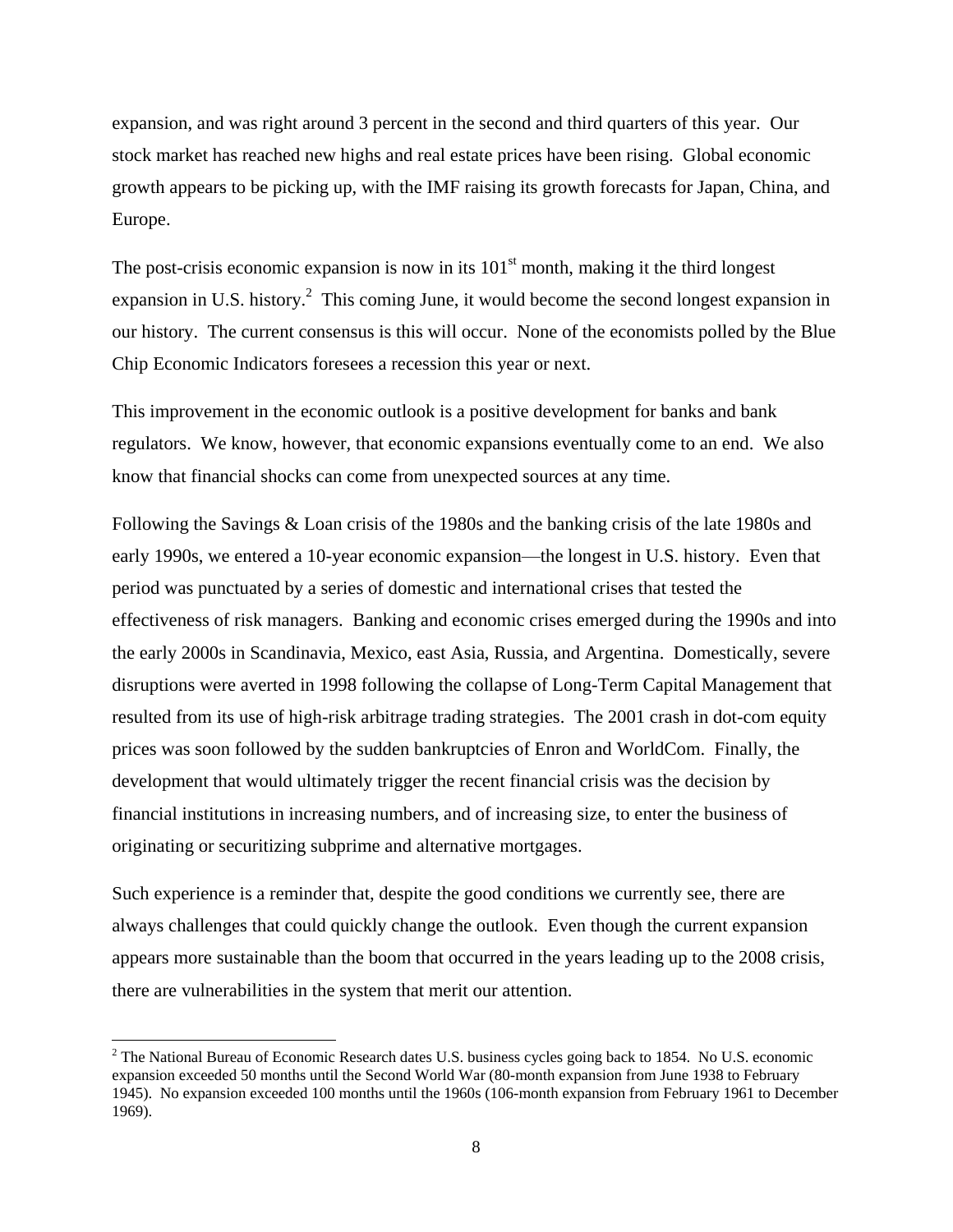expansion, and was right around 3 percent in the second and third quarters of this year. Our stock market has reached new highs and real estate prices have been rising. Global economic growth appears to be picking up, with the IMF raising its growth forecasts for Japan, China, and Europe.

The post-crisis economic expansion is now in its 101st month, making it the third longest expansion in U.S. history.[2] This coming June, it would become the second longest expansion in our history. The current consensus is this will occur. None of the economists polled by the Blue Chip Economic Indicators foresees a recession this year or next.

This improvement in the economic outlook is a positive development for banks and bank regulators. We know, however, that economic expansions eventually come to an end. We also know that financial shocks can come from unexpected sources at any time.

Following the Savings & Loan crisis of the 1980s and the banking crisis of the late 1980s and early 1990s, we entered a 10-year economic expansion—the longest in U.S. history. Even that period was punctuated by a series of domestic and international crises that tested the effectiveness of risk managers. Banking and economic crises emerged during the 1990s and into the early 2000s in Scandinavia, Mexico, east Asia, Russia, and Argentina. Domestically, severe disruptions were averted in 1998 following the collapse of Long-Term Capital Management that resulted from its use of high-risk arbitrage trading strategies. The 2001 crash in dot-com equity prices was soon followed by the sudden bankruptcies of Enron and WorldCom. Finally, the development that would ultimately trigger the recent financial crisis was the decision by financial institutions in increasing numbers, and of increasing size, to enter the business of originating or securitizing subprime and alternative mortgages.

Such experience is a reminder that, despite the good conditions we currently see, there are always challenges that could quickly change the outlook. Even though the current expansion appears more sustainable than the boom that occurred in the years leading up to the 2008 crisis, there are vulnerabilities in the system that merit our attention.

---

[2] The National Bureau of Economic Research dates U.S. business cycles going back to 1854. No U.S. economic expansion exceeded 50 months until the Second World War (80-month expansion from June 1938 to February 1945). No expansion exceeded 100 months until the 1960s (106-month expansion from February 1961 to December 1969).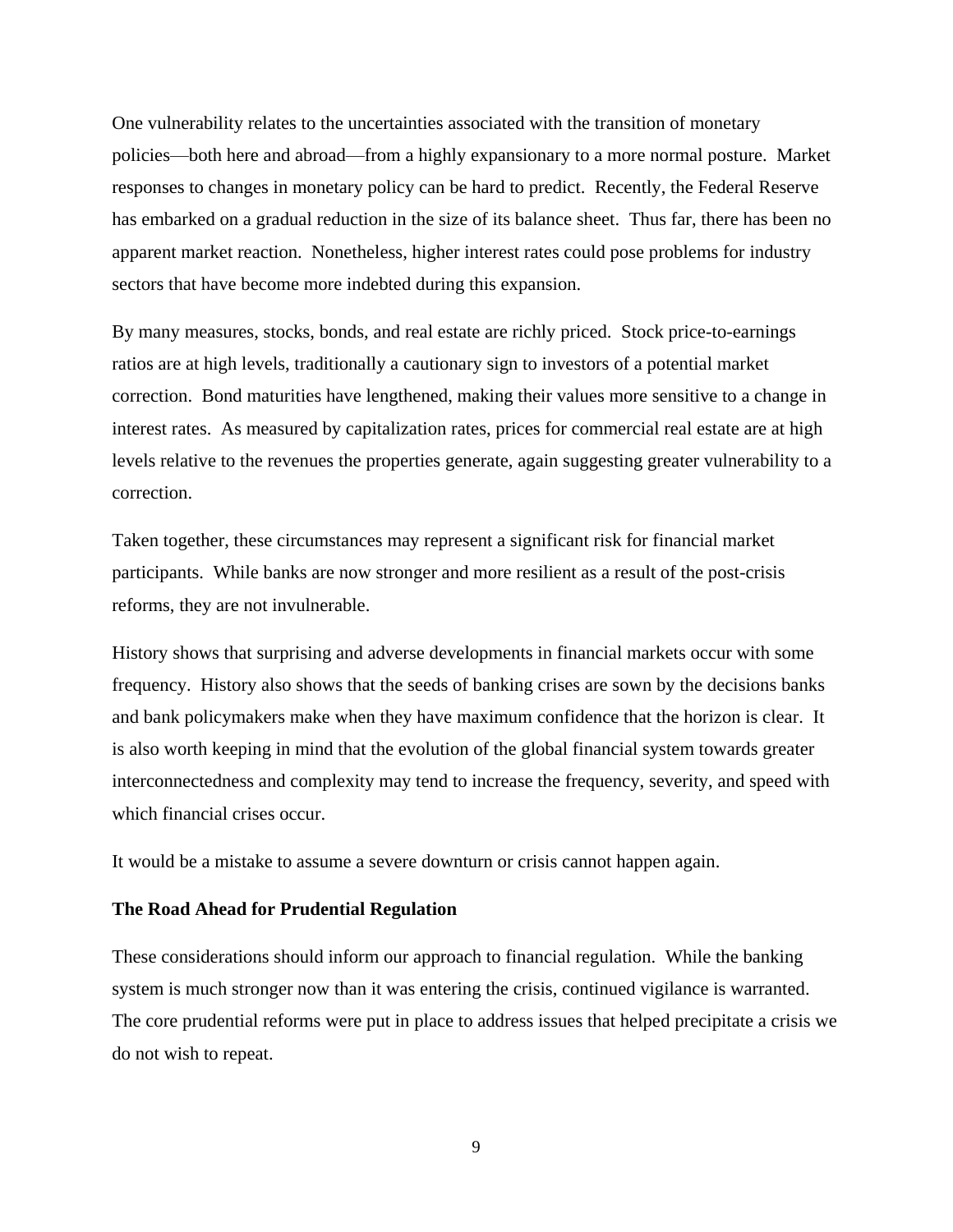One vulnerability relates to the uncertainties associated with the transition of monetary policies—both here and abroad—from a highly expansionary to a more normal posture. Market responses to changes in monetary policy can be hard to predict. Recently, the Federal Reserve has embarked on a gradual reduction in the size of its balance sheet. Thus far, there has been no apparent market reaction. Nonetheless, higher interest rates could pose problems for industry sectors that have become more indebted during this expansion.

By many measures, stocks, bonds, and real estate are richly priced. Stock price-to-earnings ratios are at high levels, traditionally a cautionary sign to investors of a potential market correction. Bond maturities have lengthened, making their values more sensitive to a change in interest rates. As measured by capitalization rates, prices for commercial real estate are at high levels relative to the revenues the properties generate, again suggesting greater vulnerability to a correction.

Taken together, these circumstances may represent a significant risk for financial market participants. While banks are now stronger and more resilient as a result of the post-crisis reforms, they are not invulnerable.

History shows that surprising and adverse developments in financial markets occur with some frequency. History also shows that the seeds of banking crises are sown by the decisions banks and bank policymakers make when they have maximum confidence that the horizon is clear. It is also worth keeping in mind that the evolution of the global financial system towards greater interconnectedness and complexity may tend to increase the frequency, severity, and speed with which financial crises occur.

It would be a mistake to assume a severe downturn or crisis cannot happen again.

**The Road Ahead for Prudential Regulation**

These considerations should inform our approach to financial regulation. While the banking system is much stronger now than it was entering the crisis, continued vigilance is warranted. The core prudential reforms were put in place to address issues that helped precipitate a crisis we do not wish to repeat.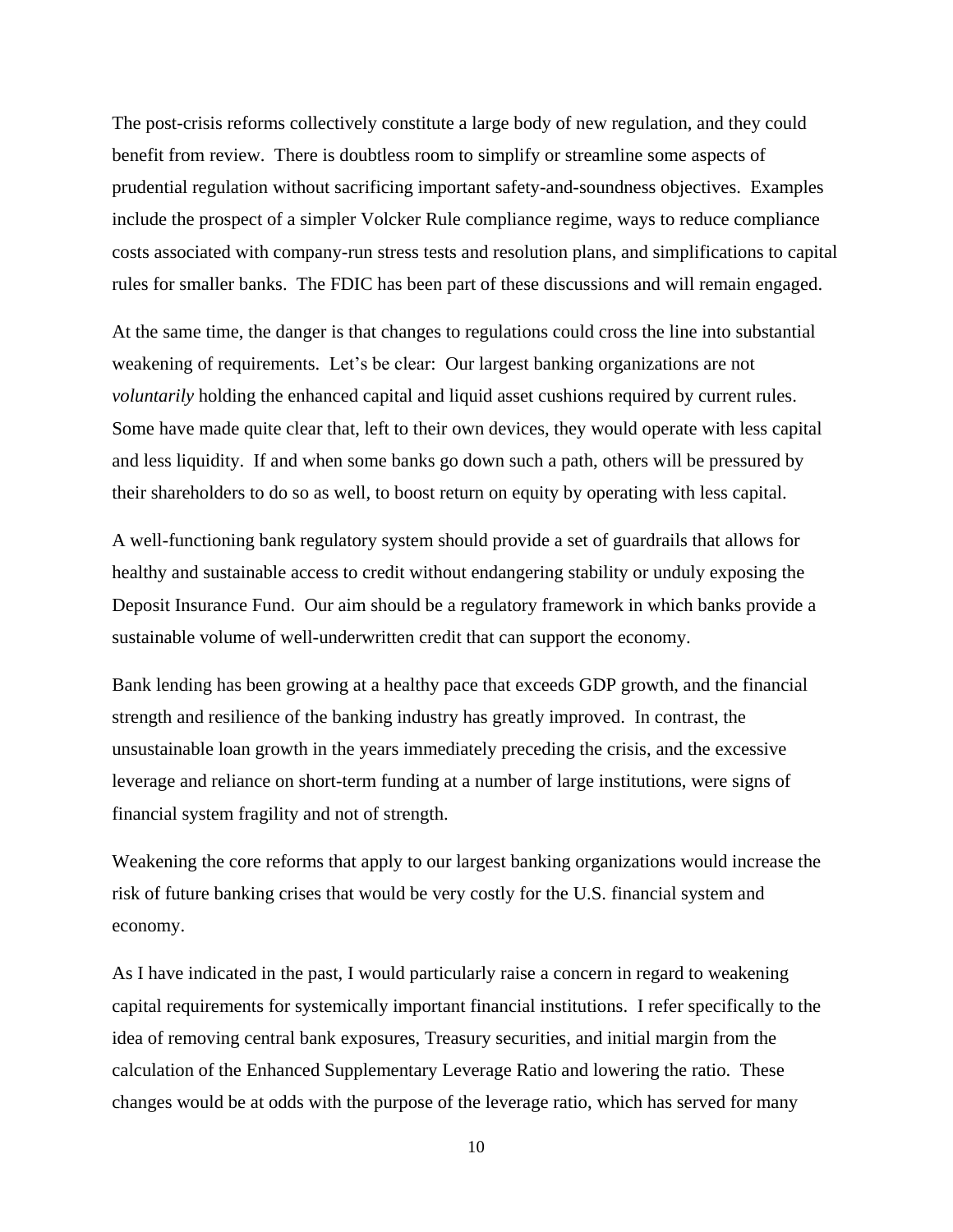The post-crisis reforms collectively constitute a large body of new regulation, and they could benefit from review. There is doubtless room to simplify or streamline some aspects of prudential regulation without sacrificing important safety-and-soundness objectives. Examples include the prospect of a simpler Volcker Rule compliance regime, ways to reduce compliance costs associated with company-run stress tests and resolution plans, and simplifications to capital rules for smaller banks. The FDIC has been part of these discussions and will remain engaged.

At the same time, the danger is that changes to regulations could cross the line into substantial weakening of requirements. Let's be clear: Our largest banking organizations are not *voluntarily* holding the enhanced capital and liquid asset cushions required by current rules. Some have made quite clear that, left to their own devices, they would operate with less capital and less liquidity. If and when some banks go down such a path, others will be pressured by their shareholders to do so as well, to boost return on equity by operating with less capital.

A well-functioning bank regulatory system should provide a set of guardrails that allows for healthy and sustainable access to credit without endangering stability or unduly exposing the Deposit Insurance Fund. Our aim should be a regulatory framework in which banks provide a sustainable volume of well-underwritten credit that can support the economy.

Bank lending has been growing at a healthy pace that exceeds GDP growth, and the financial strength and resilience of the banking industry has greatly improved. In contrast, the unsustainable loan growth in the years immediately preceding the crisis, and the excessive leverage and reliance on short-term funding at a number of large institutions, were signs of financial system fragility and not of strength.

Weakening the core reforms that apply to our largest banking organizations would increase the risk of future banking crises that would be very costly for the U.S. financial system and economy.

As I have indicated in the past, I would particularly raise a concern in regard to weakening capital requirements for systemically important financial institutions. I refer specifically to the idea of removing central bank exposures, Treasury securities, and initial margin from the calculation of the Enhanced Supplementary Leverage Ratio and lowering the ratio. These changes would be at odds with the purpose of the leverage ratio, which has served for many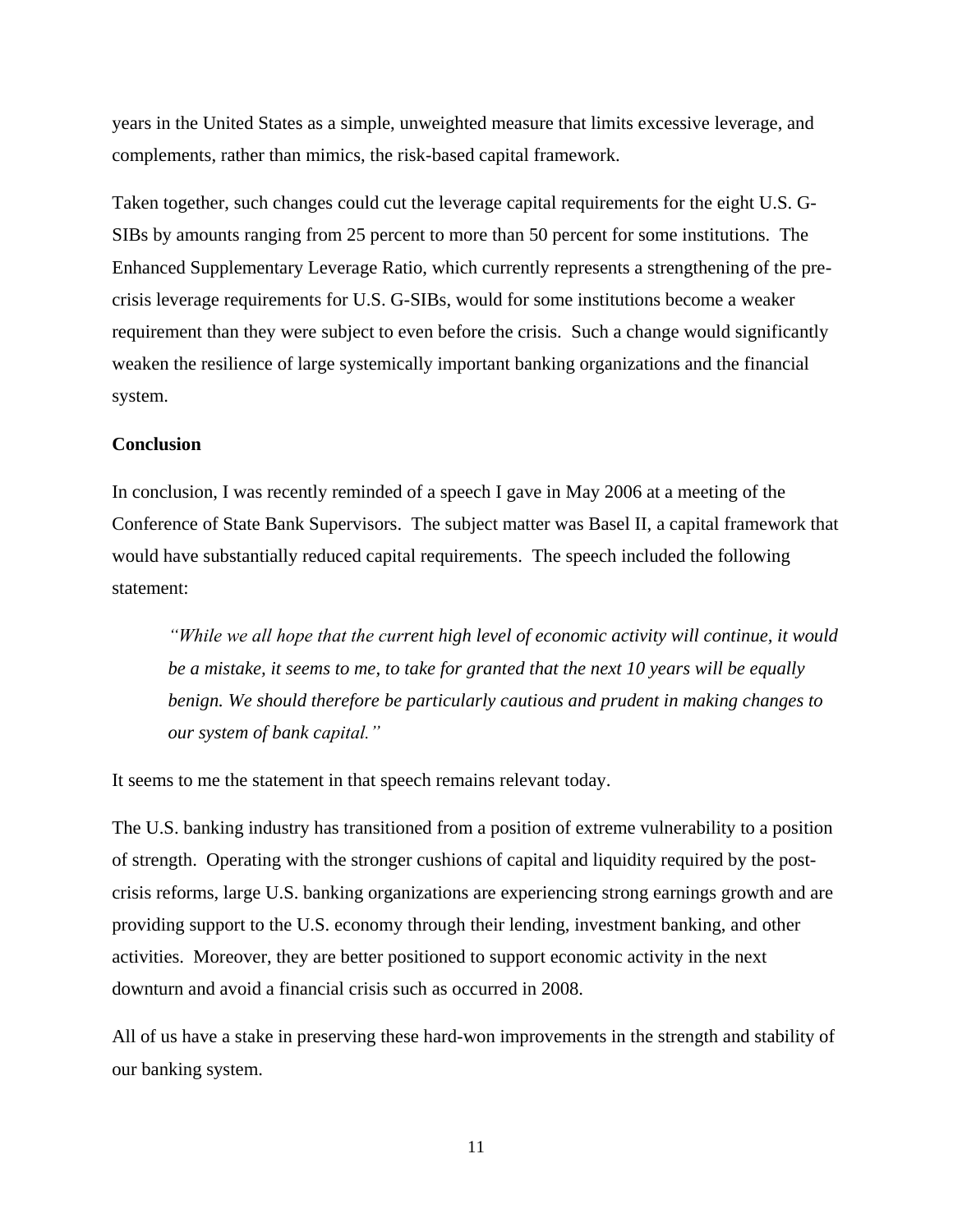years in the United States as a simple, unweighted measure that limits excessive leverage, and complements, rather than mimics, the risk-based capital framework.

Taken together, such changes could cut the leverage capital requirements for the eight U.S. G-SIBs by amounts ranging from 25 percent to more than 50 percent for some institutions. The Enhanced Supplementary Leverage Ratio, which currently represents a strengthening of the pre-crisis leverage requirements for U.S. G-SIBs, would for some institutions become a weaker requirement than they were subject to even before the crisis. Such a change would significantly weaken the resilience of large systemically important banking organizations and the financial system.

**Conclusion**

In conclusion, I was recently reminded of a speech I gave in May 2006 at a meeting of the Conference of State Bank Supervisors. The subject matter was Basel II, a capital framework that would have substantially reduced capital requirements. The speech included the following statement:

> *"While we all hope that the current high level of economic activity will continue, it would be a mistake, it seems to me, to take for granted that the next 10 years will be equally benign. We should therefore be particularly cautious and prudent in making changes to our system of bank capital."*

It seems to me the statement in that speech remains relevant today.

The U.S. banking industry has transitioned from a position of extreme vulnerability to a position of strength. Operating with the stronger cushions of capital and liquidity required by the post-crisis reforms, large U.S. banking organizations are experiencing strong earnings growth and are providing support to the U.S. economy through their lending, investment banking, and other activities. Moreover, they are better positioned to support economic activity in the next downturn and avoid a financial crisis such as occurred in 2008.

All of us have a stake in preserving these hard-won improvements in the strength and stability of our banking system.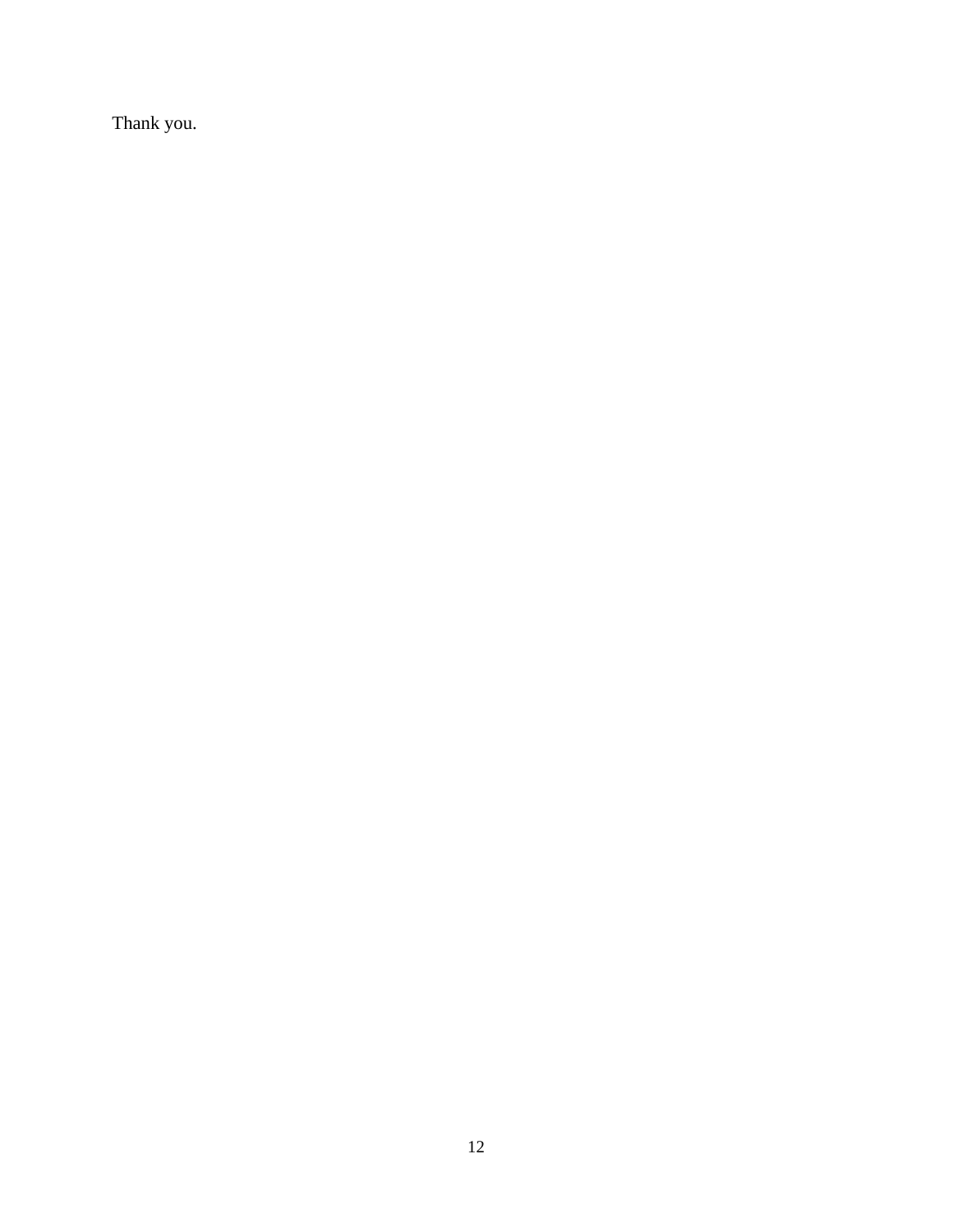Thank you.